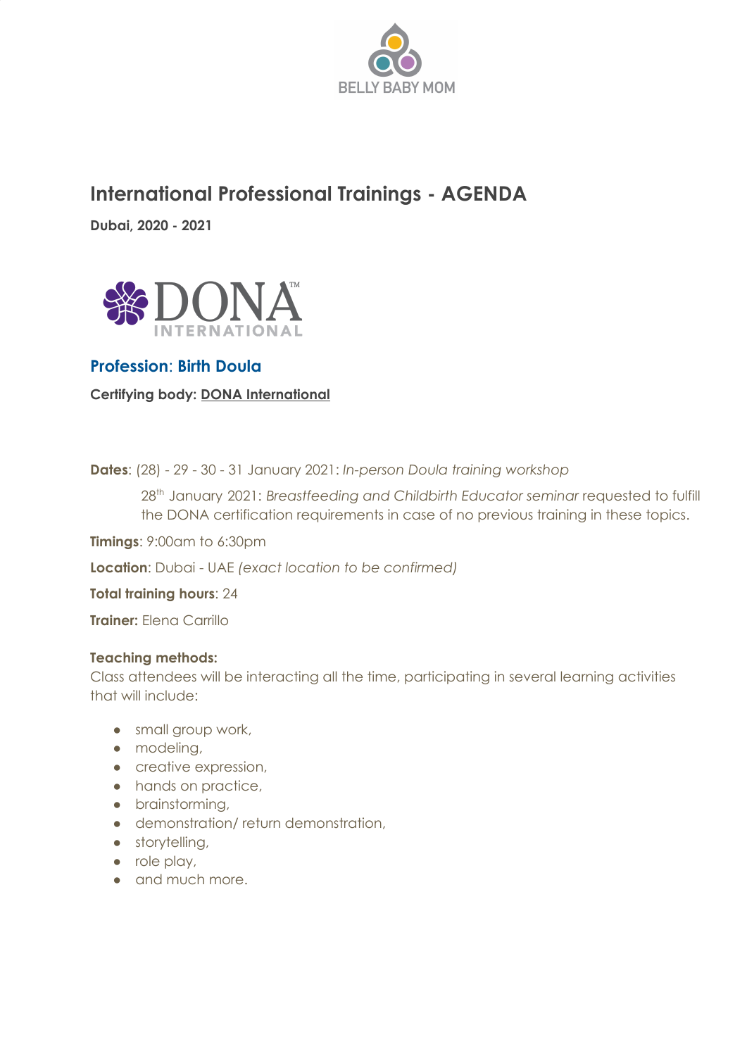BELLY BABY MOM

# International Professional Trainings - AGENDA

**Dubai, 2020 - 2021**

DONA INTERNATIONAL

## Profession: Birth Doula

**Certifying body: DONA International**

**Dates**: (28) - 29 - 30 - 31 January 2021: *In-person Doula training workshop*

28th January 2021: *Breastfeeding and Childbirth Educator seminar* requested to fulfill the DONA certification requirements in case of no previous training in these topics.

**Timings**: 9:00am to 6:30pm

**Location**: Dubai - UAE *(exact location to be confirmed)*

**Total training hours**: 24

**Trainer:** Elena Carrillo

**Teaching methods:**

Class attendees will be interacting all the time, participating in several learning activities that will include:

- small group work,
- modeling,
- creative expression,
- hands on practice,
- brainstorming,
- demonstration/ return demonstration,
- storytelling,
- role play,
- and much more.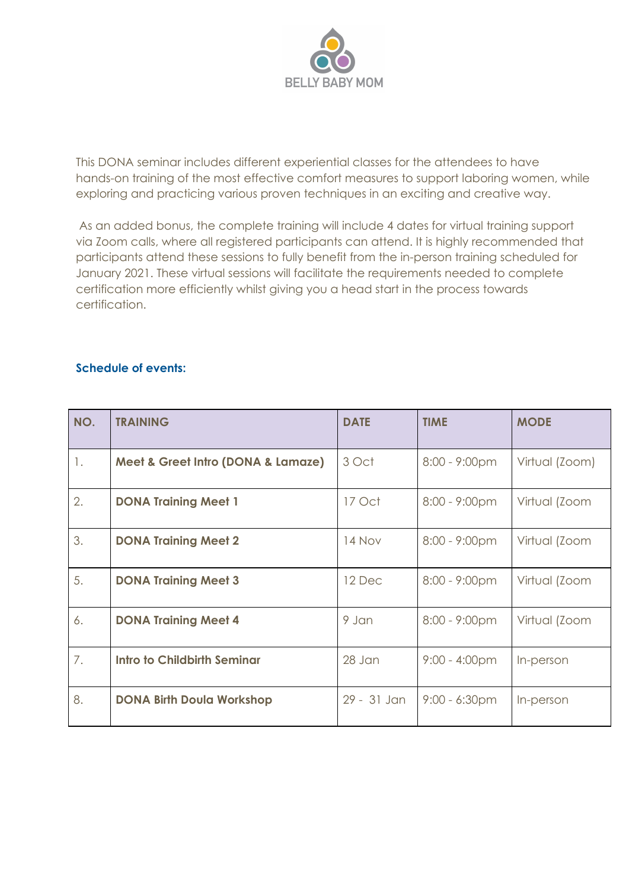BELLY BABY MOM

This DONA seminar includes different experiential classes for the attendees to have hands-on training of the most effective comfort measures to support laboring women, while exploring and practicing various proven techniques in an exciting and creative way.

As an added bonus, the complete training will include 4 dates for virtual training support via Zoom calls, where all registered participants can attend. It is highly recommended that participants attend these sessions to fully benefit from the in-person training scheduled for January 2021. These virtual sessions will facilitate the requirements needed to complete certification more efficiently whilst giving you a head start in the process towards certification.

**Schedule of events:**

| NO. | TRAINING | DATE | TIME | MODE |
|---|---|---|---|---|
| 1. | **Meet & Greet Intro (DONA & Lamaze)** | 3 Oct | 8:00 - 9:00pm | Virtual (Zoom) |
| 2. | **DONA Training Meet 1** | 17 Oct | 8:00 - 9:00pm | Virtual (Zoom |
| 3. | **DONA Training Meet 2** | 14 Nov | 8:00 - 9:00pm | Virtual (Zoom |
| 5. | **DONA Training Meet 3** | 12 Dec | 8:00 - 9:00pm | Virtual (Zoom |
| 6. | **DONA Training Meet 4** | 9 Jan | 8:00 - 9:00pm | Virtual (Zoom |
| 7. | **Intro to Childbirth Seminar** | 28 Jan | 9:00 - 4:00pm | In-person |
| 8. | **DONA Birth Doula Workshop** | 29 - 31 Jan | 9:00 - 6:30pm | In-person |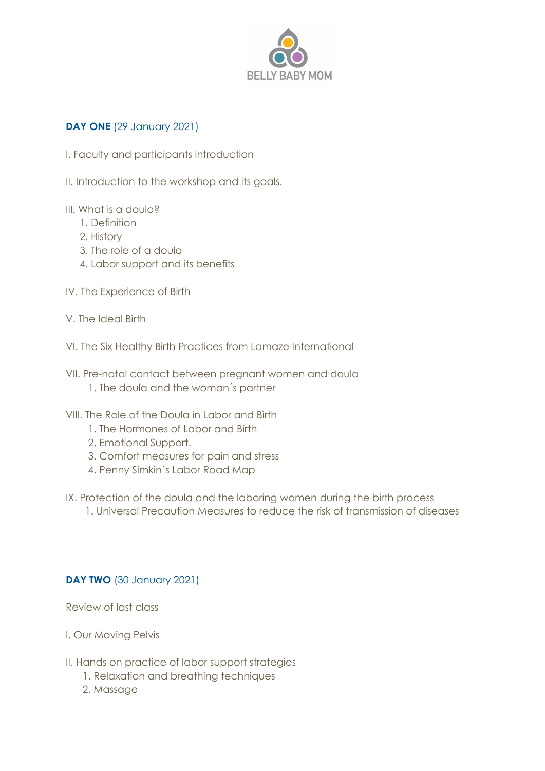BELLY BABY MOM

**DAY ONE** (29 January 2021)

I. Faculty and participants introduction

II. Introduction to the workshop and its goals.

III. What is a doula?

1. Definition
2. History
3. The role of a doula
4. Labor support and its benefits

IV. The Experience of Birth

V. The Ideal Birth

VI. The Six Healthy Birth Practices from Lamaze International

VII. Pre-natal contact between pregnant women and doula

1. The doula and the woman´s partner

VIII. The Role of the Doula in Labor and Birth

1. The Hormones of Labor and Birth
2. Emotional Support.
3. Comfort measures for pain and stress
4. Penny Simkin´s Labor Road Map

IX. Protection of the doula and the laboring women during the birth process

1. Universal Precaution Measures to reduce the risk of transmission of diseases

**DAY TWO** (30 January 2021)

Review of last class

I. Our Moving Pelvis

II. Hands on practice of labor support strategies

1. Relaxation and breathing techniques
2. Massage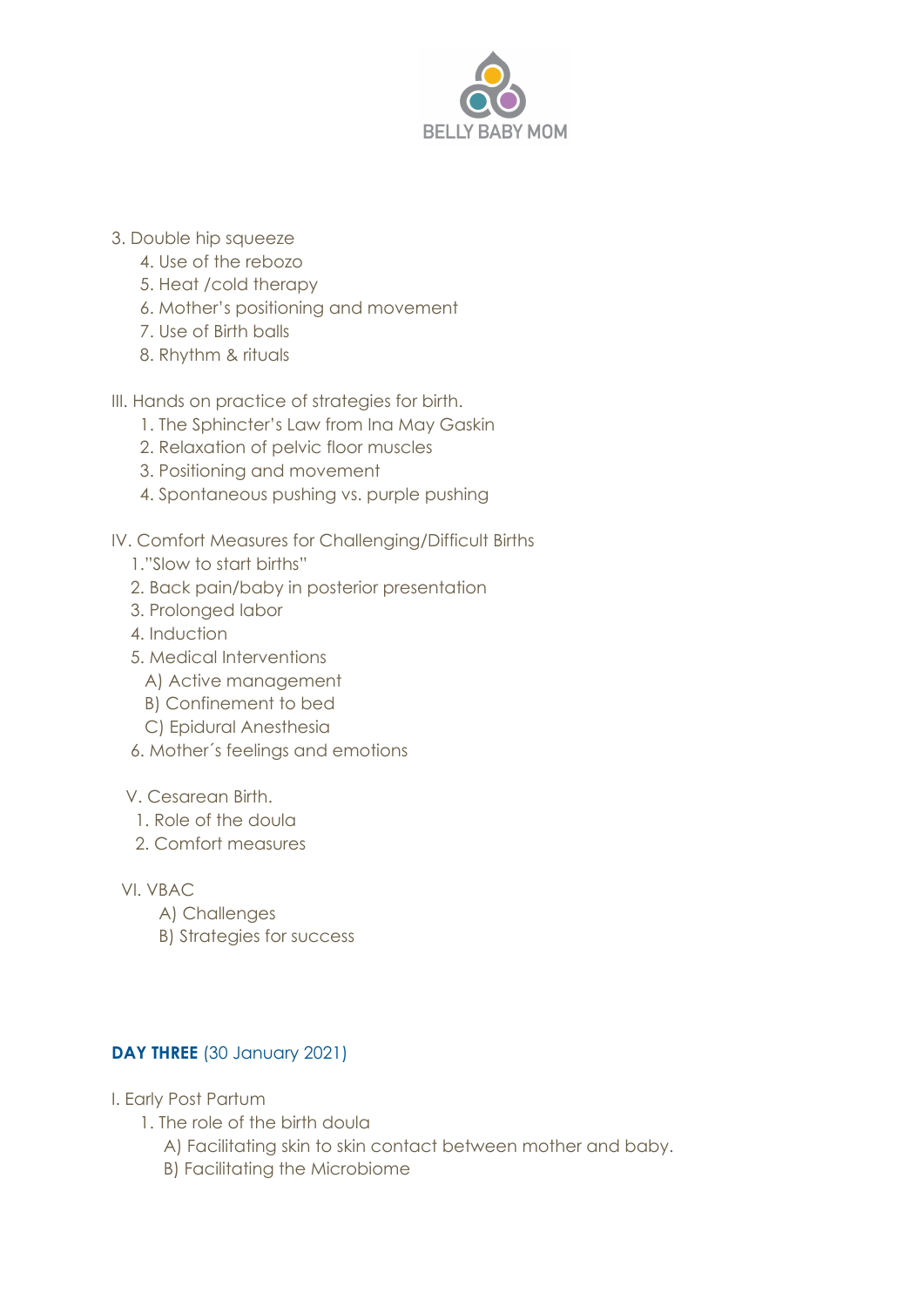3. Double hip squeeze
   4. Use of the rebozo
   5. Heat /cold therapy
   6. Mother's positioning and movement
   7. Use of Birth balls
   8. Rhythm & rituals

III. Hands on practice of strategies for birth.
   1. The Sphincter's Law from Ina May Gaskin
   2. Relaxation of pelvic floor muscles
   3. Positioning and movement
   4. Spontaneous pushing vs. purple pushing

IV. Comfort Measures for Challenging/Difficult Births
   1."Slow to start births"
   2. Back pain/baby in posterior presentation
   3. Prolonged labor
   4. Induction
   5. Medical Interventions
      A) Active management
      B) Confinement to bed
      C) Epidural Anesthesia
   6. Mother´s feelings and emotions

V. Cesarean Birth.
   1. Role of the doula
   2. Comfort measures

VI. VBAC
   A) Challenges
   B) Strategies for success

**DAY THREE** (30 January 2021)

I. Early Post Partum
   1. The role of the birth doula
      A) Facilitating skin to skin contact between mother and baby.
      B) Facilitating the Microbiome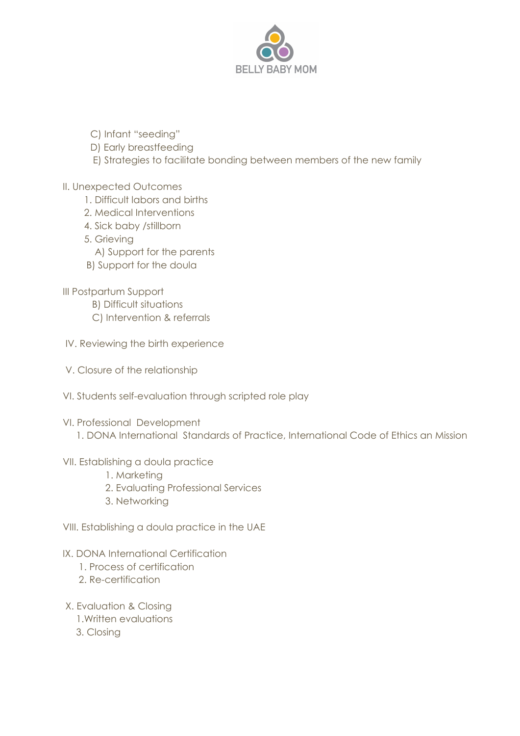C) Infant “seeding”

D) Early breastfeeding

E) Strategies to facilitate bonding between members of the new family

II. Unexpected Outcomes

1. Difficult labors and births
2. Medical Interventions

4. Sick baby /stillborn

5. Grieving

A) Support for the parents

B) Support for the doula

III Postpartum Support

B) Difficult situations

C) Intervention & referrals

IV. Reviewing the birth experience

V. Closure of the relationship

VI. Students self-evaluation through scripted role play

VI. Professional Development

1. DONA International Standards of Practice, International Code of Ethics an Mission

VII. Establishing a doula practice

1. Marketing
2. Evaluating Professional Services
3. Networking

VIII. Establishing a doula practice in the UAE

IX. DONA International Certification

1. Process of certification
2. Re-certification

X. Evaluation & Closing

1.Written evaluations

3. Closing